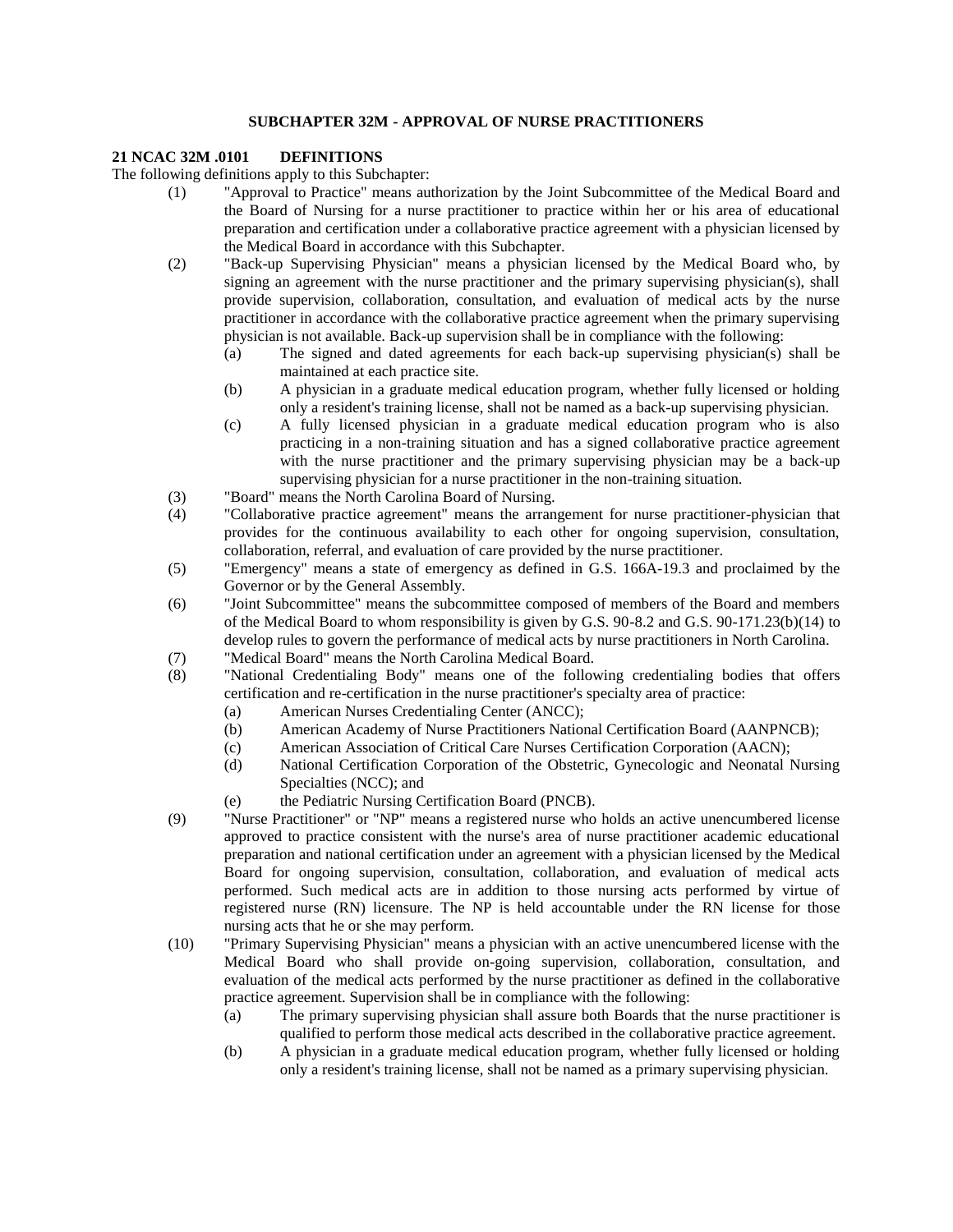## SUBCHAPTER 32M - APPROVAL OF NURSE PRACTITIONERS

### 21 NCAC 32M .0101 DEFINITIONS

The following definitions apply to this Subchapter:

(1) "Approval to Practice" means authorization by the Joint Subcommittee of the Medical Board and the Board of Nursing for a nurse practitioner to practice within her or his area of educational preparation and certification under a collaborative practice agreement with a physician licensed by the Medical Board in accordance with this Subchapter.

(2) "Back-up Supervising Physician" means a physician licensed by the Medical Board who, by signing an agreement with the nurse practitioner and the primary supervising physician(s), shall provide supervision, collaboration, consultation, and evaluation of medical acts by the nurse practitioner in accordance with the collaborative practice agreement when the primary supervising physician is not available. Back-up supervision shall be in compliance with the following:

- (a) The signed and dated agreements for each back-up supervising physician(s) shall be maintained at each practice site.
- (b) A physician in a graduate medical education program, whether fully licensed or holding only a resident's training license, shall not be named as a back-up supervising physician.
- (c) A fully licensed physician in a graduate medical education program who is also practicing in a non-training situation and has a signed collaborative practice agreement with the nurse practitioner and the primary supervising physician may be a back-up supervising physician for a nurse practitioner in the non-training situation.

(3) "Board" means the North Carolina Board of Nursing.

(4) "Collaborative practice agreement" means the arrangement for nurse practitioner-physician that provides for the continuous availability to each other for ongoing supervision, consultation, collaboration, referral, and evaluation of care provided by the nurse practitioner.

(5) "Emergency" means a state of emergency as defined in G.S. 166A-19.3 and proclaimed by the Governor or by the General Assembly.

(6) "Joint Subcommittee" means the subcommittee composed of members of the Board and members of the Medical Board to whom responsibility is given by G.S. 90-8.2 and G.S. 90-171.23(b)(14) to develop rules to govern the performance of medical acts by nurse practitioners in North Carolina.

(7) "Medical Board" means the North Carolina Medical Board.

(8) "National Credentialing Body" means one of the following credentialing bodies that offers certification and re-certification in the nurse practitioner's specialty area of practice:

- (a) American Nurses Credentialing Center (ANCC);
- (b) American Academy of Nurse Practitioners National Certification Board (AANPNCB);
- (c) American Association of Critical Care Nurses Certification Corporation (AACN);
- (d) National Certification Corporation of the Obstetric, Gynecologic and Neonatal Nursing Specialties (NCC); and
- (e) the Pediatric Nursing Certification Board (PNCB).

(9) "Nurse Practitioner" or "NP" means a registered nurse who holds an active unencumbered license approved to practice consistent with the nurse's area of nurse practitioner academic educational preparation and national certification under an agreement with a physician licensed by the Medical Board for ongoing supervision, consultation, collaboration, and evaluation of medical acts performed. Such medical acts are in addition to those nursing acts performed by virtue of registered nurse (RN) licensure. The NP is held accountable under the RN license for those nursing acts that he or she may perform.

(10) "Primary Supervising Physician" means a physician with an active unencumbered license with the Medical Board who shall provide on-going supervision, collaboration, consultation, and evaluation of the medical acts performed by the nurse practitioner as defined in the collaborative practice agreement. Supervision shall be in compliance with the following:

- (a) The primary supervising physician shall assure both Boards that the nurse practitioner is qualified to perform those medical acts described in the collaborative practice agreement.
- (b) A physician in a graduate medical education program, whether fully licensed or holding only a resident's training license, shall not be named as a primary supervising physician.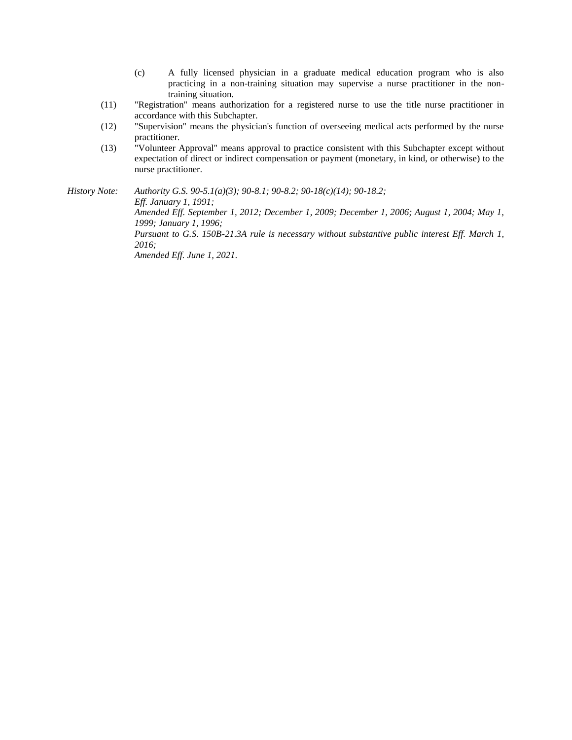(c) A fully licensed physician in a graduate medical education program who is also practicing in a non-training situation may supervise a nurse practitioner in the non-training situation.

(11) "Registration" means authorization for a registered nurse to use the title nurse practitioner in accordance with this Subchapter.

(12) "Supervision" means the physician's function of overseeing medical acts performed by the nurse practitioner.

(13) "Volunteer Approval" means approval to practice consistent with this Subchapter except without expectation of direct or indirect compensation or payment (monetary, in kind, or otherwise) to the nurse practitioner.

*History Note:* *Authority G.S. 90-5.1(a)(3); 90-8.1; 90-8.2; 90-18(c)(14); 90-18.2;*
*Eff. January 1, 1991;*
*Amended Eff. September 1, 2012; December 1, 2009; December 1, 2006; August 1, 2004; May 1, 1999; January 1, 1996;*
*Pursuant to G.S. 150B-21.3A rule is necessary without substantive public interest Eff. March 1, 2016;*
*Amended Eff. June 1, 2021.*